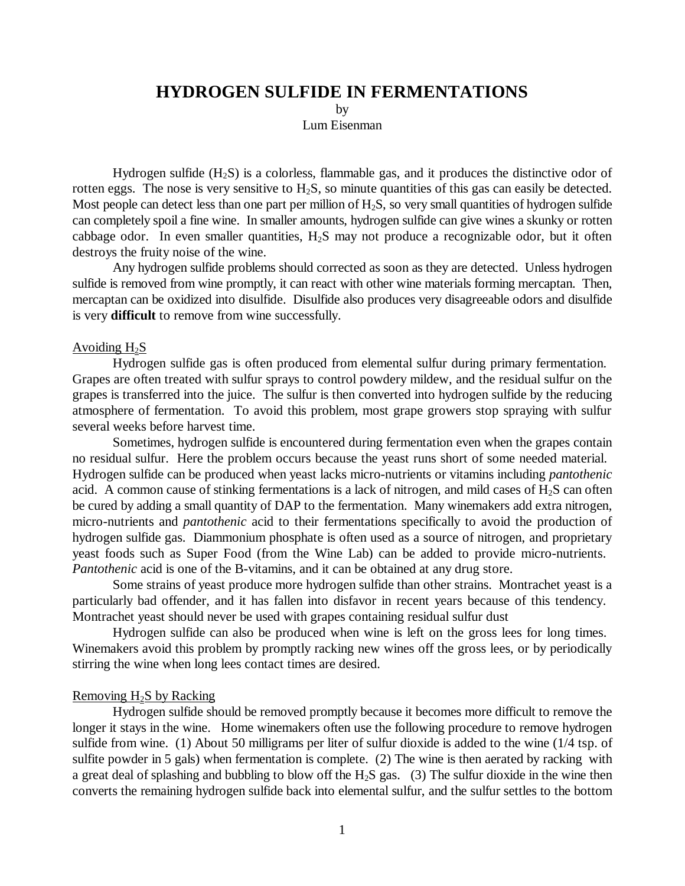// HYDROGEN SULFIDE IN FERMENTATIONS

by

Lum Eisenman

Hydrogen sulfide ($H_2S$) is a colorless, flammable gas, and it produces the distinctive odor of rotten eggs. The nose is very sensitive to $H_2S$, so minute quantities of this gas can easily be detected. Most people can detect less than one part per million of $H_2S$, so very small quantities of hydrogen sulfide can completely spoil a fine wine. In smaller amounts, hydrogen sulfide can give wines a skunky or rotten cabbage odor. In even smaller quantities, $H_2S$ may not produce a recognizable odor, but it often destroys the fruity noise of the wine.

Any hydrogen sulfide problems should corrected as soon as they are detected. Unless hydrogen sulfide is removed from wine promptly, it can react with other wine materials forming mercaptan. Then, mercaptan can be oxidized into disulfide. Disulfide also produces very disagreeable odors and disulfide is very **difficult** to remove from wine successfully.

## Avoiding $H_2S$

Hydrogen sulfide gas is often produced from elemental sulfur during primary fermentation. Grapes are often treated with sulfur sprays to control powdery mildew, and the residual sulfur on the grapes is transferred into the juice. The sulfur is then converted into hydrogen sulfide by the reducing atmosphere of fermentation. To avoid this problem, most grape growers stop spraying with sulfur several weeks before harvest time.

Sometimes, hydrogen sulfide is encountered during fermentation even when the grapes contain no residual sulfur. Here the problem occurs because the yeast runs short of some needed material. Hydrogen sulfide can be produced when yeast lacks micro-nutrients or vitamins including *pantothenic* acid. A common cause of stinking fermentations is a lack of nitrogen, and mild cases of $H_2S$ can often be cured by adding a small quantity of DAP to the fermentation. Many winemakers add extra nitrogen, micro-nutrients and *pantothenic* acid to their fermentations specifically to avoid the production of hydrogen sulfide gas. Diammonium phosphate is often used as a source of nitrogen, and proprietary yeast foods such as Super Food (from the Wine Lab) can be added to provide micro-nutrients. *Pantothenic* acid is one of the B-vitamins, and it can be obtained at any drug store.

Some strains of yeast produce more hydrogen sulfide than other strains. Montrachet yeast is a particularly bad offender, and it has fallen into disfavor in recent years because of this tendency. Montrachet yeast should never be used with grapes containing residual sulfur dust

Hydrogen sulfide can also be produced when wine is left on the gross lees for long times. Winemakers avoid this problem by promptly racking new wines off the gross lees, or by periodically stirring the wine when long lees contact times are desired.

## Removing $H_2S$ by Racking

Hydrogen sulfide should be removed promptly because it becomes more difficult to remove the longer it stays in the wine. Home winemakers often use the following procedure to remove hydrogen sulfide from wine. (1) About 50 milligrams per liter of sulfur dioxide is added to the wine (1/4 tsp. of sulfite powder in 5 gals) when fermentation is complete. (2) The wine is then aerated by racking with a great deal of splashing and bubbling to blow off the $H_2S$ gas. (3) The sulfur dioxide in the wine then converts the remaining hydrogen sulfide back into elemental sulfur, and the sulfur settles to the bottom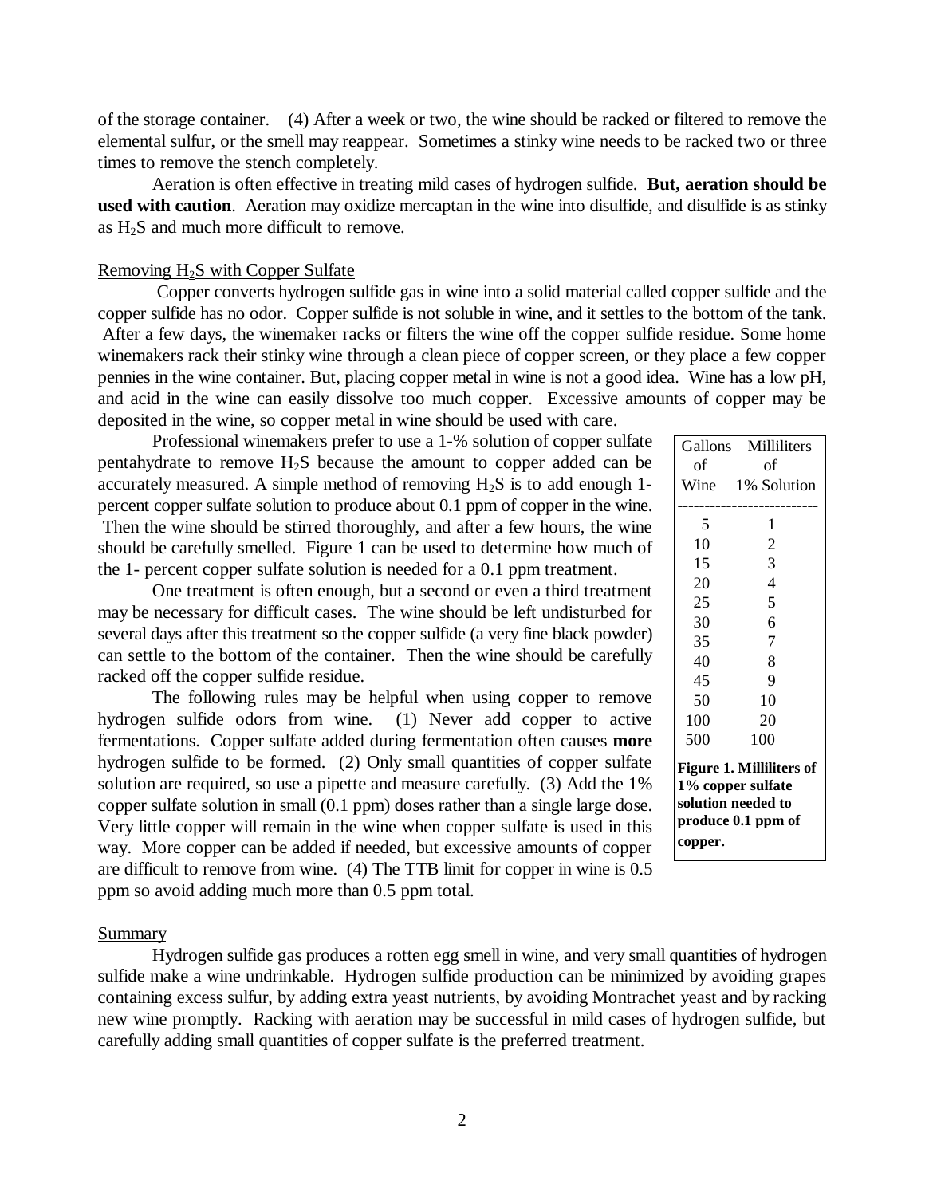of the storage container. (4) After a week or two, the wine should be racked or filtered to remove the elemental sulfur, or the smell may reappear. Sometimes a stinky wine needs to be racked two or three times to remove the stench completely.

Aeration is often effective in treating mild cases of hydrogen sulfide. **But, aeration should be used with caution**. Aeration may oxidize mercaptan in the wine into disulfide, and disulfide is as stinky as $H_2S$ and much more difficult to remove.

## Removing $H_2S$ with Copper Sulfate

Copper converts hydrogen sulfide gas in wine into a solid material called copper sulfide and the copper sulfide has no odor. Copper sulfide is not soluble in wine, and it settles to the bottom of the tank. After a few days, the winemaker racks or filters the wine off the copper sulfide residue. Some home winemakers rack their stinky wine through a clean piece of copper screen, or they place a few copper pennies in the wine container. But, placing copper metal in wine is not a good idea. Wine has a low pH, and acid in the wine can easily dissolve too much copper. Excessive amounts of copper may be deposited in the wine, so copper metal in wine should be used with care.

Professional winemakers prefer to use a 1-% solution of copper sulfate pentahydrate to remove $H_2S$ because the amount to copper added can be accurately measured. A simple method of removing $H_2S$ is to add enough 1-percent copper sulfate solution to produce about 0.1 ppm of copper in the wine. Then the wine should be stirred thoroughly, and after a few hours, the wine should be carefully smelled. Figure 1 can be used to determine how much of the 1- percent copper sulfate solution is needed for a 0.1 ppm treatment.

| Gallons of Wine | Milliliters of 1% Solution |
|---|---|
| 5 | 1 |
| 10 | 2 |
| 15 | 3 |
| 20 | 4 |
| 25 | 5 |
| 30 | 6 |
| 35 | 7 |
| 40 | 8 |
| 45 | 9 |
| 50 | 10 |
| 100 | 20 |
| 500 | 100 |

**Figure 1. Milliliters of 1% copper sulfate solution needed to produce 0.1 ppm of copper.**

One treatment is often enough, but a second or even a third treatment may be necessary for difficult cases. The wine should be left undisturbed for several days after this treatment so the copper sulfide (a very fine black powder) can settle to the bottom of the container. Then the wine should be carefully racked off the copper sulfide residue.

The following rules may be helpful when using copper to remove hydrogen sulfide odors from wine. (1) Never add copper to active fermentations. Copper sulfate added during fermentation often causes **more** hydrogen sulfide to be formed. (2) Only small quantities of copper sulfate solution are required, so use a pipette and measure carefully. (3) Add the 1% copper sulfate solution in small (0.1 ppm) doses rather than a single large dose. Very little copper will remain in the wine when copper sulfate is used in this way. More copper can be added if needed, but excessive amounts of copper are difficult to remove from wine. (4) The TTB limit for copper in wine is 0.5 ppm so avoid adding much more than 0.5 ppm total.

## Summary

Hydrogen sulfide gas produces a rotten egg smell in wine, and very small quantities of hydrogen sulfide make a wine undrinkable. Hydrogen sulfide production can be minimized by avoiding grapes containing excess sulfur, by adding extra yeast nutrients, by avoiding Montrachet yeast and by racking new wine promptly. Racking with aeration may be successful in mild cases of hydrogen sulfide, but carefully adding small quantities of copper sulfate is the preferred treatment.